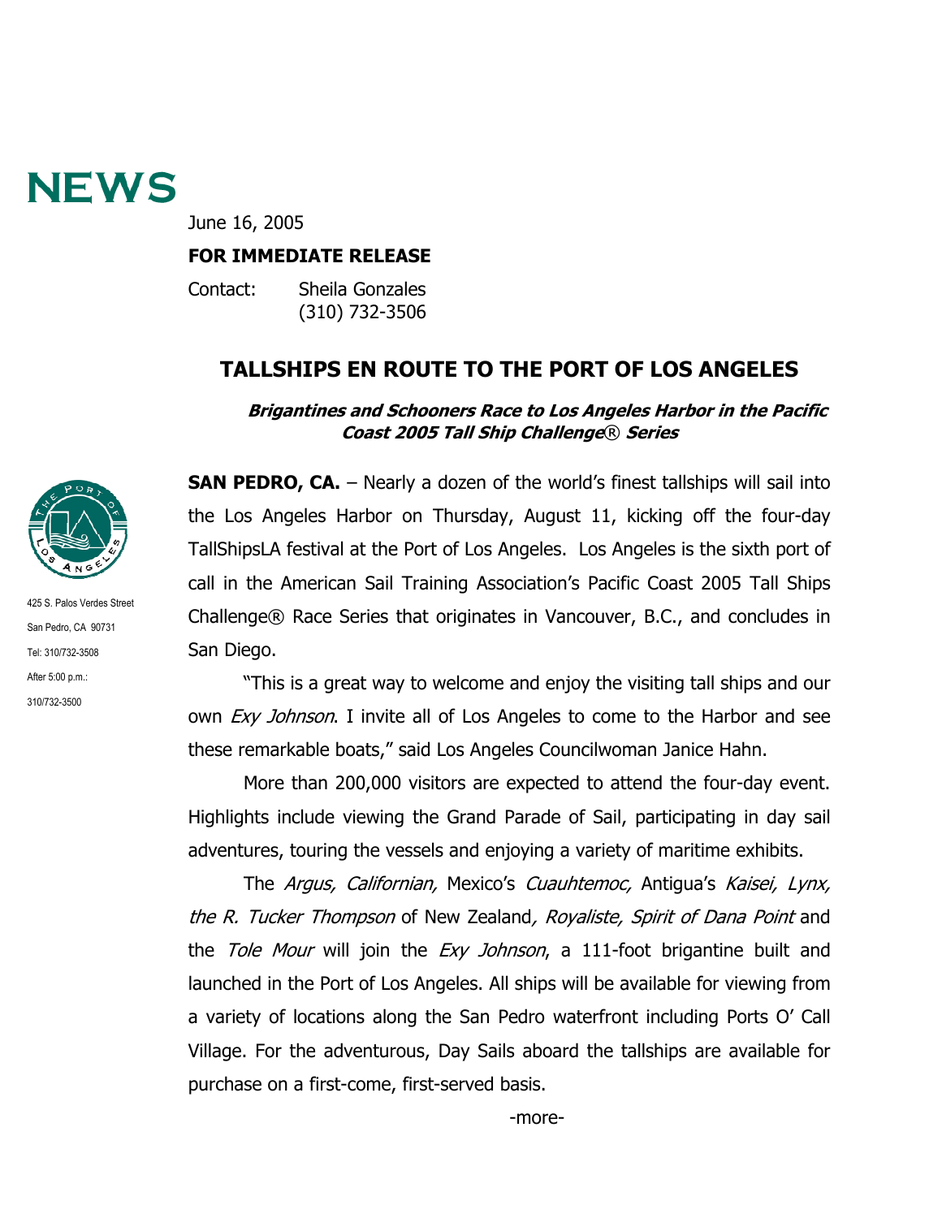# NEWS

June 16, 2005

**FOR IMMEDIATE RELEASE**

Contact: Sheila Gonzales
(310) 732-3506

425 S. Palos Verdes Street
San Pedro, CA 90731
Tel: 310/732-3508
After 5:00 p.m.:
310/732-3500

## TALLSHIPS EN ROUTE TO THE PORT OF LOS ANGELES

***Brigantines and Schooners Race to Los Angeles Harbor in the Pacific Coast 2005 Tall Ship Challenge® Series***

**SAN PEDRO, CA.** – Nearly a dozen of the world's finest tallships will sail into the Los Angeles Harbor on Thursday, August 11, kicking off the four-day TallShipsLA festival at the Port of Los Angeles. Los Angeles is the sixth port of call in the American Sail Training Association's Pacific Coast 2005 Tall Ships Challenge® Race Series that originates in Vancouver, B.C., and concludes in San Diego.

"This is a great way to welcome and enjoy the visiting tall ships and our own *Exy Johnson*. I invite all of Los Angeles to come to the Harbor and see these remarkable boats," said Los Angeles Councilwoman Janice Hahn.

More than 200,000 visitors are expected to attend the four-day event. Highlights include viewing the Grand Parade of Sail, participating in day sail adventures, touring the vessels and enjoying a variety of maritime exhibits.

The *Argus, Californian,* Mexico's *Cuauhtemoc,* Antigua's *Kaisei, Lynx, the R. Tucker Thompson* of New Zealand*, Royaliste, Spirit of Dana Point* and the *Tole Mour* will join the *Exy Johnson*, a 111-foot brigantine built and launched in the Port of Los Angeles. All ships will be available for viewing from a variety of locations along the San Pedro waterfront including Ports O' Call Village. For the adventurous, Day Sails aboard the tallships are available for purchase on a first-come, first-served basis.

-more-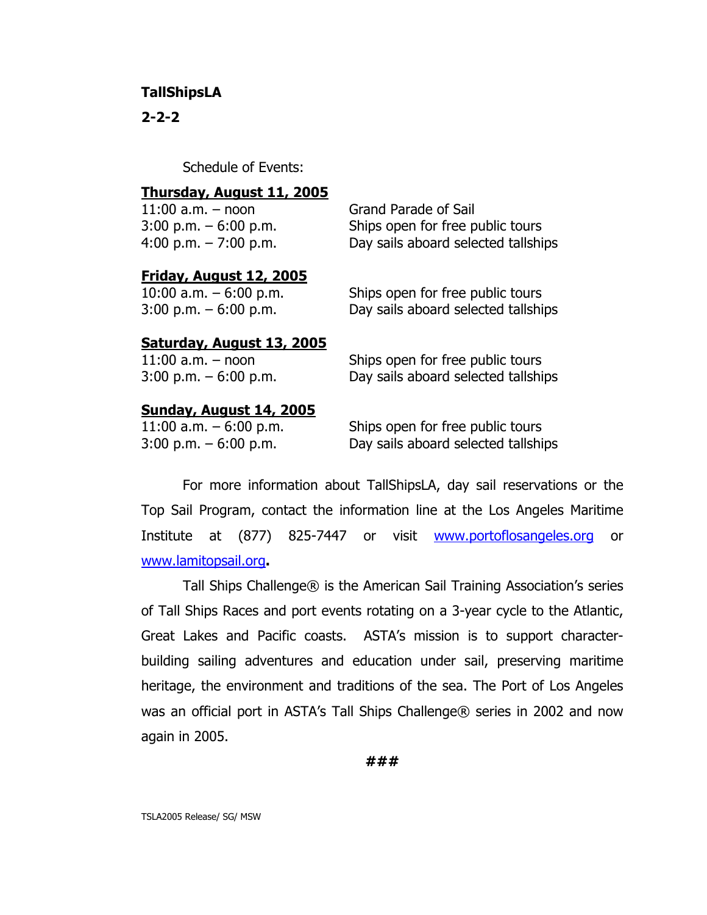**TallShipsLA**

**2-2-2**

Schedule of Events:

**Thursday, August 11, 2005**

| | |
|---|---|
| 11:00 a.m. – noon | Grand Parade of Sail |
| 3:00 p.m. – 6:00 p.m. | Ships open for free public tours |
| 4:00 p.m. – 7:00 p.m. | Day sails aboard selected tallships |

**Friday, August 12, 2005**

| | |
|---|---|
| 10:00 a.m. – 6:00 p.m. | Ships open for free public tours |
| 3:00 p.m. – 6:00 p.m. | Day sails aboard selected tallships |

**Saturday, August 13, 2005**

| | |
|---|---|
| 11:00 a.m. – noon | Ships open for free public tours |
| 3:00 p.m. – 6:00 p.m. | Day sails aboard selected tallships |

**Sunday, August 14, 2005**

| | |
|---|---|
| 11:00 a.m. – 6:00 p.m. | Ships open for free public tours |
| 3:00 p.m. – 6:00 p.m. | Day sails aboard selected tallships |

For more information about TallShipsLA, day sail reservations or the Top Sail Program, contact the information line at the Los Angeles Maritime Institute at (877) 825-7447 or visit www.portoflosangeles.org or www.lamitopsail.org.

Tall Ships Challenge® is the American Sail Training Association's series of Tall Ships Races and port events rotating on a 3-year cycle to the Atlantic, Great Lakes and Pacific coasts. ASTA's mission is to support character-building sailing adventures and education under sail, preserving maritime heritage, the environment and traditions of the sea. The Port of Los Angeles was an official port in ASTA's Tall Ships Challenge® series in 2002 and now again in 2005.

###

TSLA2005 Release/ SG/ MSW